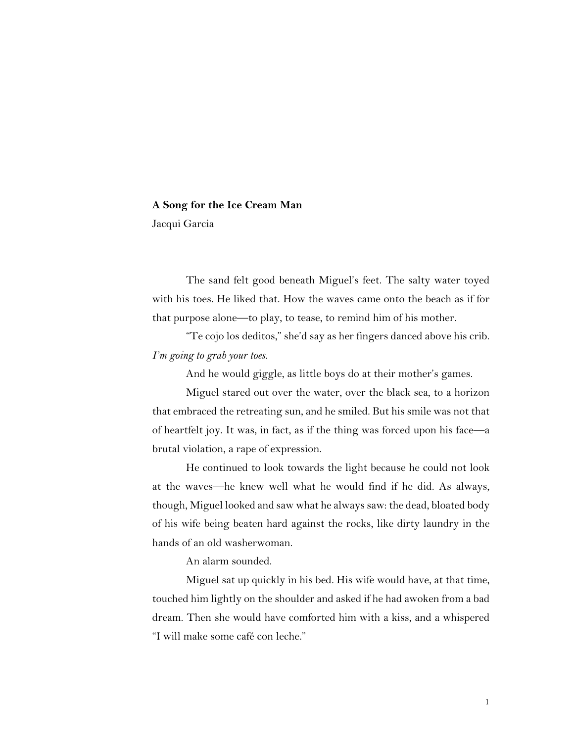**A Song for the Ice Cream Man**

Jacqui Garcia

The sand felt good beneath Miguel's feet. The salty water toyed with his toes. He liked that. How the waves came onto the beach as if for that purpose alone—to play, to tease, to remind him of his mother.

"Te cojo los deditos," she'd say as her fingers danced above his crib. *I'm going to grab your toes.*

And he would giggle, as little boys do at their mother's games.

Miguel stared out over the water, over the black sea, to a horizon that embraced the retreating sun, and he smiled. But his smile was not that of heartfelt joy. It was, in fact, as if the thing was forced upon his face—a brutal violation, a rape of expression.

He continued to look towards the light because he could not look at the waves—he knew well what he would find if he did. As always, though, Miguel looked and saw what he always saw: the dead, bloated body of his wife being beaten hard against the rocks, like dirty laundry in the hands of an old washerwoman.

An alarm sounded.

Miguel sat up quickly in his bed. His wife would have, at that time, touched him lightly on the shoulder and asked if he had awoken from a bad dream. Then she would have comforted him with a kiss, and a whispered "I will make some café con leche."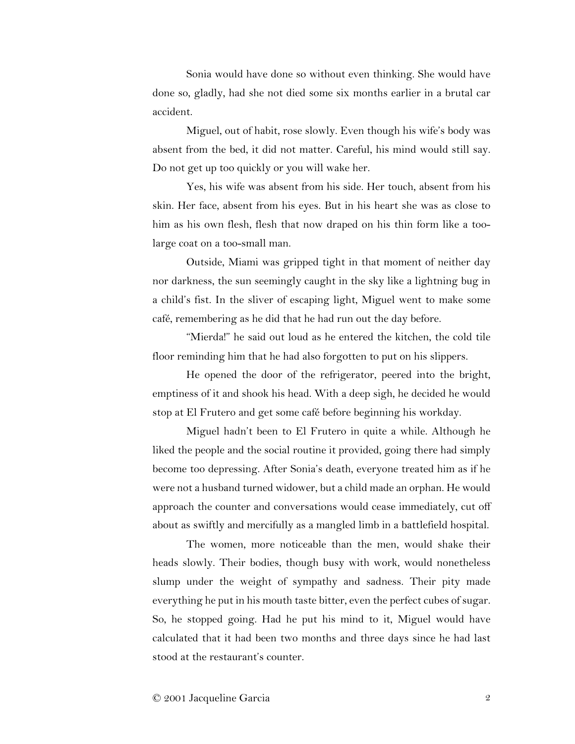Sonia would have done so without even thinking. She would have done so, gladly, had she not died some six months earlier in a brutal car accident.

Miguel, out of habit, rose slowly. Even though his wife's body was absent from the bed, it did not matter. Careful, his mind would still say. Do not get up too quickly or you will wake her.

Yes, his wife was absent from his side. Her touch, absent from his skin. Her face, absent from his eyes. But in his heart she was as close to him as his own flesh, flesh that now draped on his thin form like a too-large coat on a too-small man.

Outside, Miami was gripped tight in that moment of neither day nor darkness, the sun seemingly caught in the sky like a lightning bug in a child's fist. In the sliver of escaping light, Miguel went to make some café, remembering as he did that he had run out the day before.

"Mierda!" he said out loud as he entered the kitchen, the cold tile floor reminding him that he had also forgotten to put on his slippers.

He opened the door of the refrigerator, peered into the bright, emptiness of it and shook his head. With a deep sigh, he decided he would stop at El Frutero and get some café before beginning his workday.

Miguel hadn't been to El Frutero in quite a while. Although he liked the people and the social routine it provided, going there had simply become too depressing. After Sonia's death, everyone treated him as if he were not a husband turned widower, but a child made an orphan. He would approach the counter and conversations would cease immediately, cut off about as swiftly and mercifully as a mangled limb in a battlefield hospital.

The women, more noticeable than the men, would shake their heads slowly. Their bodies, though busy with work, would nonetheless slump under the weight of sympathy and sadness. Their pity made everything he put in his mouth taste bitter, even the perfect cubes of sugar. So, he stopped going. Had he put his mind to it, Miguel would have calculated that it had been two months and three days since he had last stood at the restaurant's counter.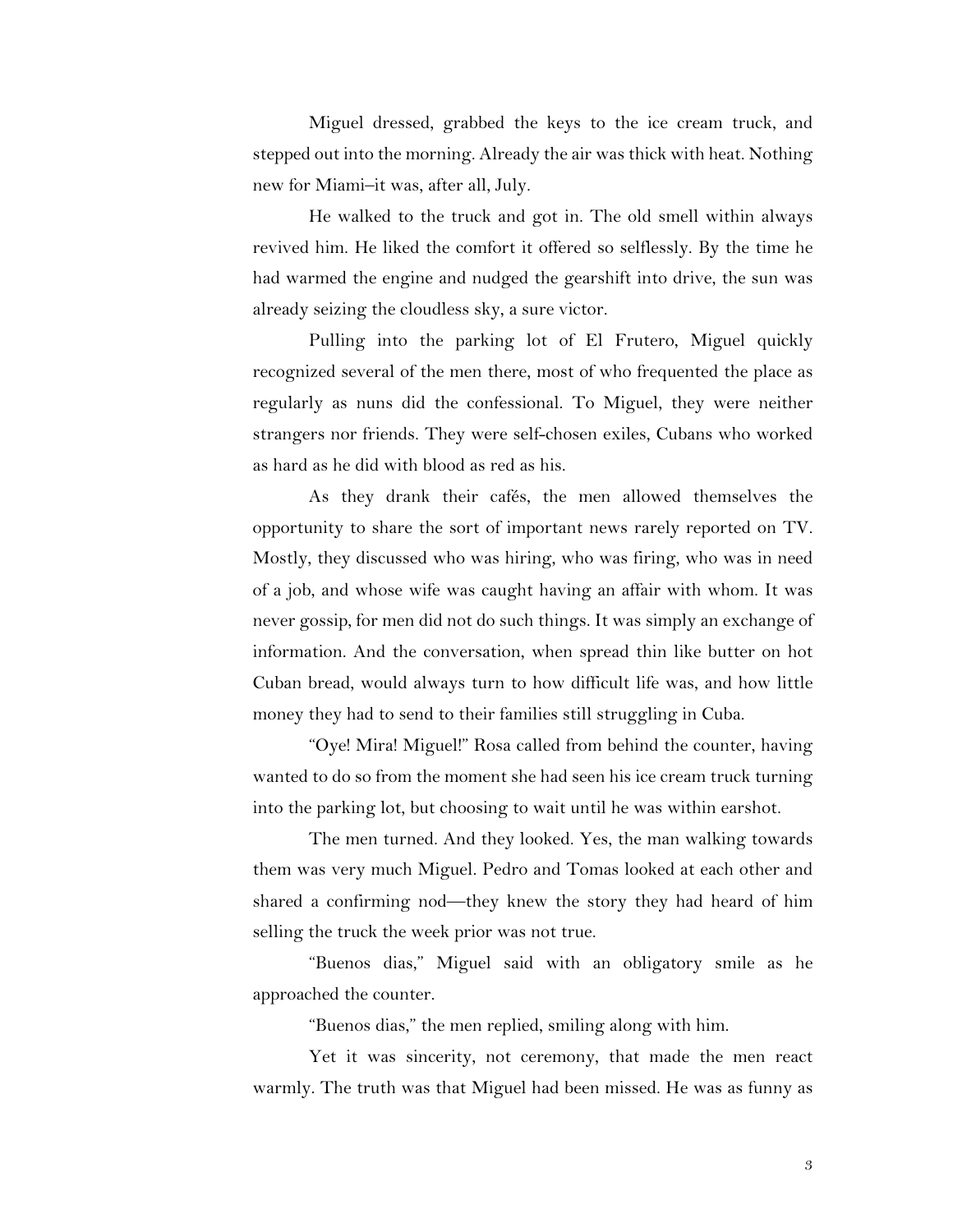Miguel dressed, grabbed the keys to the ice cream truck, and stepped out into the morning. Already the air was thick with heat. Nothing new for Miami–it was, after all, July.

He walked to the truck and got in. The old smell within always revived him. He liked the comfort it offered so selflessly. By the time he had warmed the engine and nudged the gearshift into drive, the sun was already seizing the cloudless sky, a sure victor.

Pulling into the parking lot of El Frutero, Miguel quickly recognized several of the men there, most of who frequented the place as regularly as nuns did the confessional. To Miguel, they were neither strangers nor friends. They were self-chosen exiles, Cubans who worked as hard as he did with blood as red as his.

As they drank their cafés, the men allowed themselves the opportunity to share the sort of important news rarely reported on TV. Mostly, they discussed who was hiring, who was firing, who was in need of a job, and whose wife was caught having an affair with whom. It was never gossip, for men did not do such things. It was simply an exchange of information. And the conversation, when spread thin like butter on hot Cuban bread, would always turn to how difficult life was, and how little money they had to send to their families still struggling in Cuba.

"Oye! Mira! Miguel!" Rosa called from behind the counter, having wanted to do so from the moment she had seen his ice cream truck turning into the parking lot, but choosing to wait until he was within earshot.

The men turned. And they looked. Yes, the man walking towards them was very much Miguel. Pedro and Tomas looked at each other and shared a confirming nod—they knew the story they had heard of him selling the truck the week prior was not true.

"Buenos dias," Miguel said with an obligatory smile as he approached the counter.

"Buenos dias," the men replied, smiling along with him.

Yet it was sincerity, not ceremony, that made the men react warmly. The truth was that Miguel had been missed. He was as funny as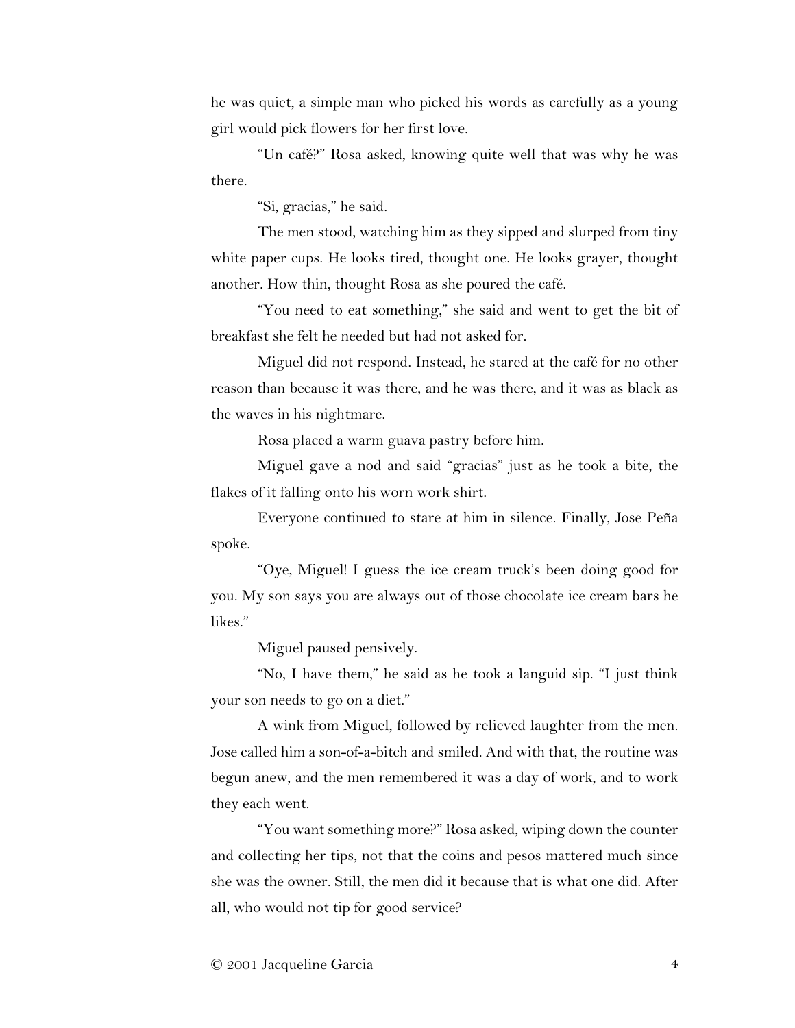he was quiet, a simple man who picked his words as carefully as a young girl would pick flowers for her first love.

"Un café?" Rosa asked, knowing quite well that was why he was there.

"Si, gracias," he said.

The men stood, watching him as they sipped and slurped from tiny white paper cups. He looks tired, thought one. He looks grayer, thought another. How thin, thought Rosa as she poured the café.

"You need to eat something," she said and went to get the bit of breakfast she felt he needed but had not asked for.

Miguel did not respond. Instead, he stared at the café for no other reason than because it was there, and he was there, and it was as black as the waves in his nightmare.

Rosa placed a warm guava pastry before him.

Miguel gave a nod and said "gracias" just as he took a bite, the flakes of it falling onto his worn work shirt.

Everyone continued to stare at him in silence. Finally, Jose Peña spoke.

"Oye, Miguel! I guess the ice cream truck's been doing good for you. My son says you are always out of those chocolate ice cream bars he likes."

Miguel paused pensively.

"No, I have them," he said as he took a languid sip. "I just think your son needs to go on a diet."

A wink from Miguel, followed by relieved laughter from the men. Jose called him a son-of-a-bitch and smiled. And with that, the routine was begun anew, and the men remembered it was a day of work, and to work they each went.

"You want something more?" Rosa asked, wiping down the counter and collecting her tips, not that the coins and pesos mattered much since she was the owner. Still, the men did it because that is what one did. After all, who would not tip for good service?

© 2001 Jacqueline Garcia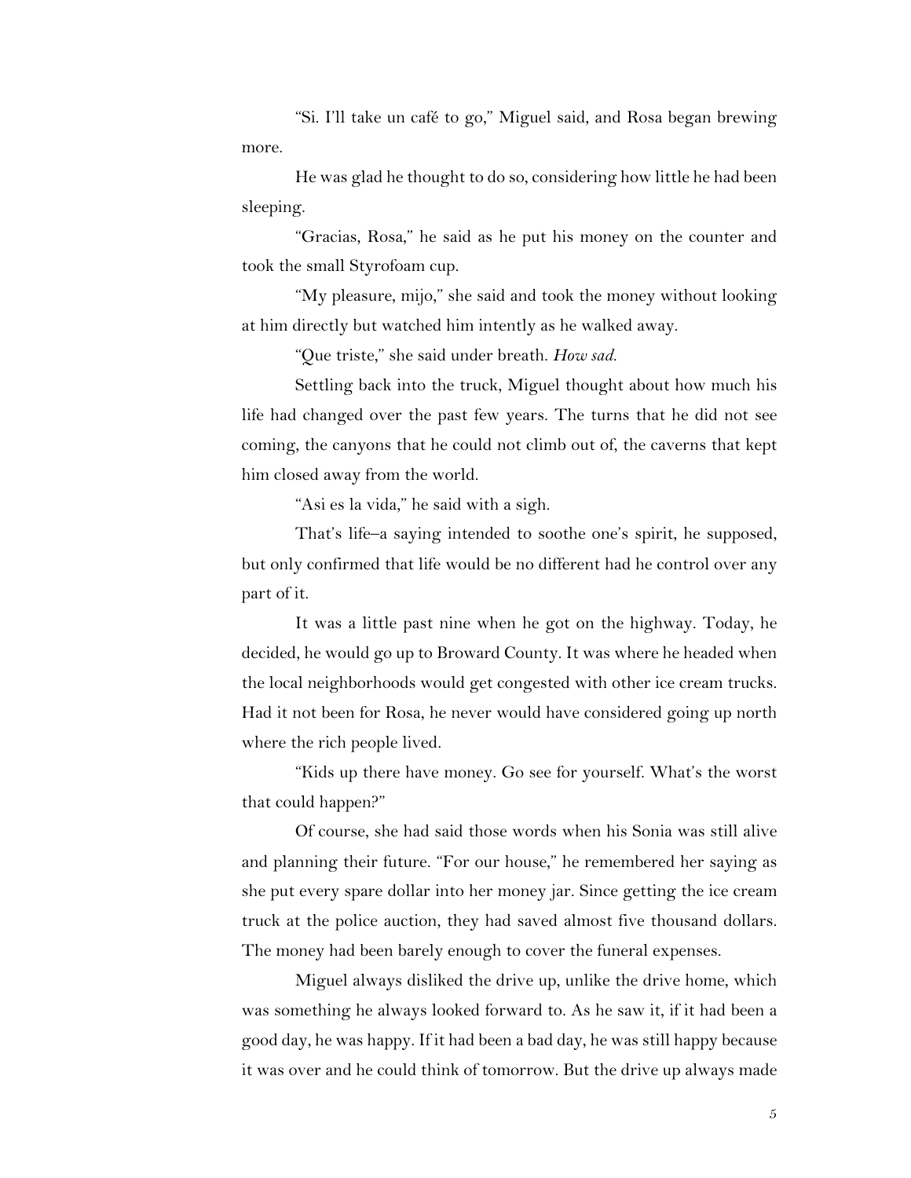"Si. I'll take un café to go," Miguel said, and Rosa began brewing more.

He was glad he thought to do so, considering how little he had been sleeping.

"Gracias, Rosa," he said as he put his money on the counter and took the small Styrofoam cup.

"My pleasure, mijo," she said and took the money without looking at him directly but watched him intently as he walked away.

"Que triste," she said under breath. *How sad.*

Settling back into the truck, Miguel thought about how much his life had changed over the past few years. The turns that he did not see coming, the canyons that he could not climb out of, the caverns that kept him closed away from the world.

"Asi es la vida," he said with a sigh.

That's life–a saying intended to soothe one's spirit, he supposed, but only confirmed that life would be no different had he control over any part of it.

It was a little past nine when he got on the highway. Today, he decided, he would go up to Broward County. It was where he headed when the local neighborhoods would get congested with other ice cream trucks. Had it not been for Rosa, he never would have considered going up north where the rich people lived.

"Kids up there have money. Go see for yourself. What's the worst that could happen?"

Of course, she had said those words when his Sonia was still alive and planning their future. "For our house," he remembered her saying as she put every spare dollar into her money jar. Since getting the ice cream truck at the police auction, they had saved almost five thousand dollars. The money had been barely enough to cover the funeral expenses.

Miguel always disliked the drive up, unlike the drive home, which was something he always looked forward to. As he saw it, if it had been a good day, he was happy. If it had been a bad day, he was still happy because it was over and he could think of tomorrow. But the drive up always made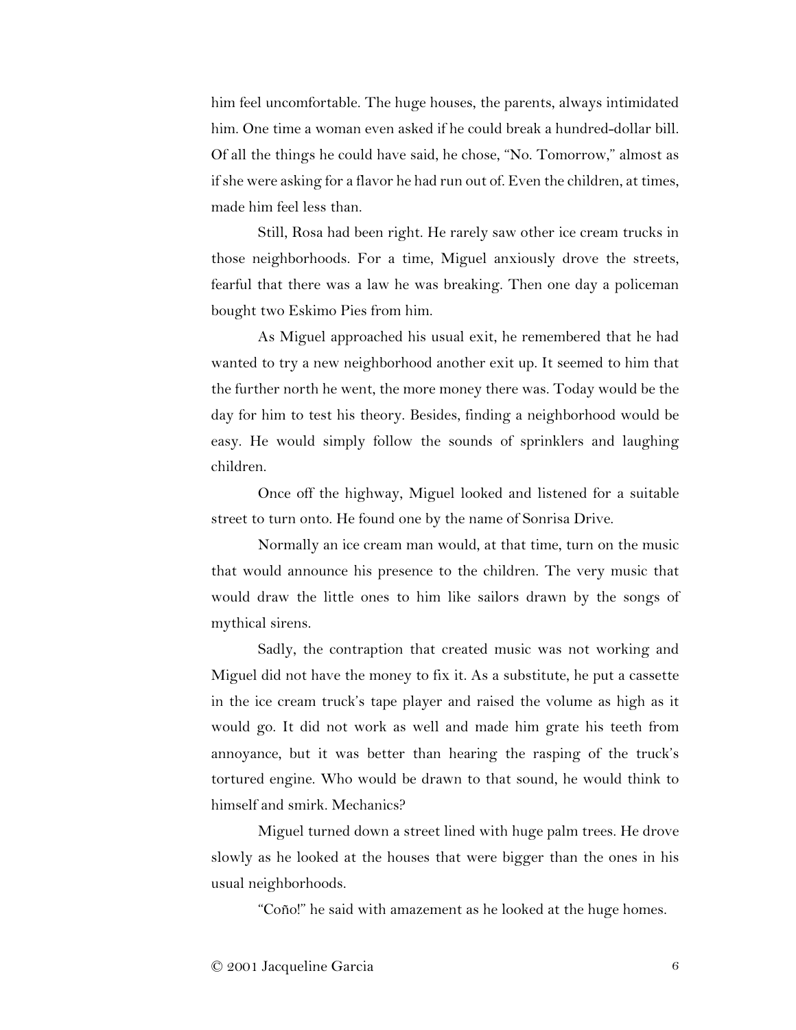him feel uncomfortable. The huge houses, the parents, always intimidated him. One time a woman even asked if he could break a hundred-dollar bill. Of all the things he could have said, he chose, "No. Tomorrow," almost as if she were asking for a flavor he had run out of. Even the children, at times, made him feel less than.

Still, Rosa had been right. He rarely saw other ice cream trucks in those neighborhoods. For a time, Miguel anxiously drove the streets, fearful that there was a law he was breaking. Then one day a policeman bought two Eskimo Pies from him.

As Miguel approached his usual exit, he remembered that he had wanted to try a new neighborhood another exit up. It seemed to him that the further north he went, the more money there was. Today would be the day for him to test his theory. Besides, finding a neighborhood would be easy. He would simply follow the sounds of sprinklers and laughing children.

Once off the highway, Miguel looked and listened for a suitable street to turn onto. He found one by the name of Sonrisa Drive.

Normally an ice cream man would, at that time, turn on the music that would announce his presence to the children. The very music that would draw the little ones to him like sailors drawn by the songs of mythical sirens.

Sadly, the contraption that created music was not working and Miguel did not have the money to fix it. As a substitute, he put a cassette in the ice cream truck's tape player and raised the volume as high as it would go. It did not work as well and made him grate his teeth from annoyance, but it was better than hearing the rasping of the truck's tortured engine. Who would be drawn to that sound, he would think to himself and smirk. Mechanics?

Miguel turned down a street lined with huge palm trees. He drove slowly as he looked at the houses that were bigger than the ones in his usual neighborhoods.

"Coño!" he said with amazement as he looked at the huge homes.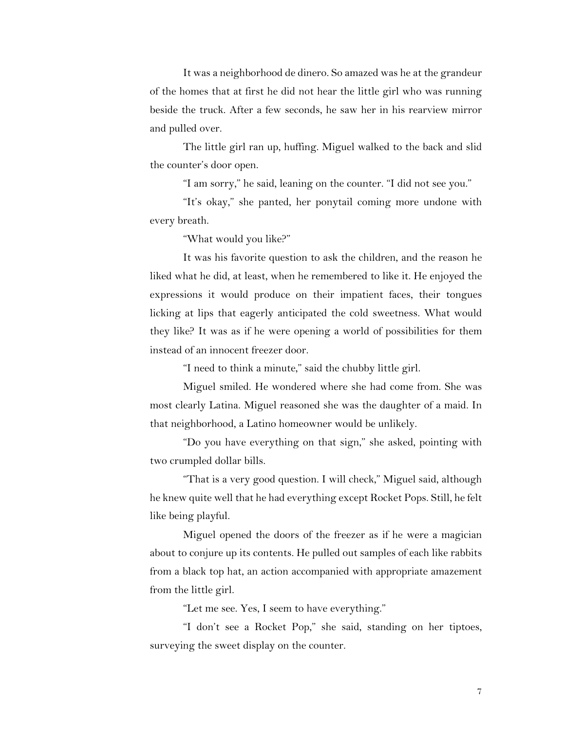It was a neighborhood de dinero. So amazed was he at the grandeur of the homes that at first he did not hear the little girl who was running beside the truck. After a few seconds, he saw her in his rearview mirror and pulled over.

The little girl ran up, huffing. Miguel walked to the back and slid the counter's door open.

"I am sorry," he said, leaning on the counter. "I did not see you."

"It's okay," she panted, her ponytail coming more undone with every breath.

"What would you like?"

It was his favorite question to ask the children, and the reason he liked what he did, at least, when he remembered to like it. He enjoyed the expressions it would produce on their impatient faces, their tongues licking at lips that eagerly anticipated the cold sweetness. What would they like? It was as if he were opening a world of possibilities for them instead of an innocent freezer door.

"I need to think a minute," said the chubby little girl.

Miguel smiled. He wondered where she had come from. She was most clearly Latina. Miguel reasoned she was the daughter of a maid. In that neighborhood, a Latino homeowner would be unlikely.

"Do you have everything on that sign," she asked, pointing with two crumpled dollar bills.

"That is a very good question. I will check," Miguel said, although he knew quite well that he had everything except Rocket Pops. Still, he felt like being playful.

Miguel opened the doors of the freezer as if he were a magician about to conjure up its contents. He pulled out samples of each like rabbits from a black top hat, an action accompanied with appropriate amazement from the little girl.

"Let me see. Yes, I seem to have everything."

"I don't see a Rocket Pop," she said, standing on her tiptoes, surveying the sweet display on the counter.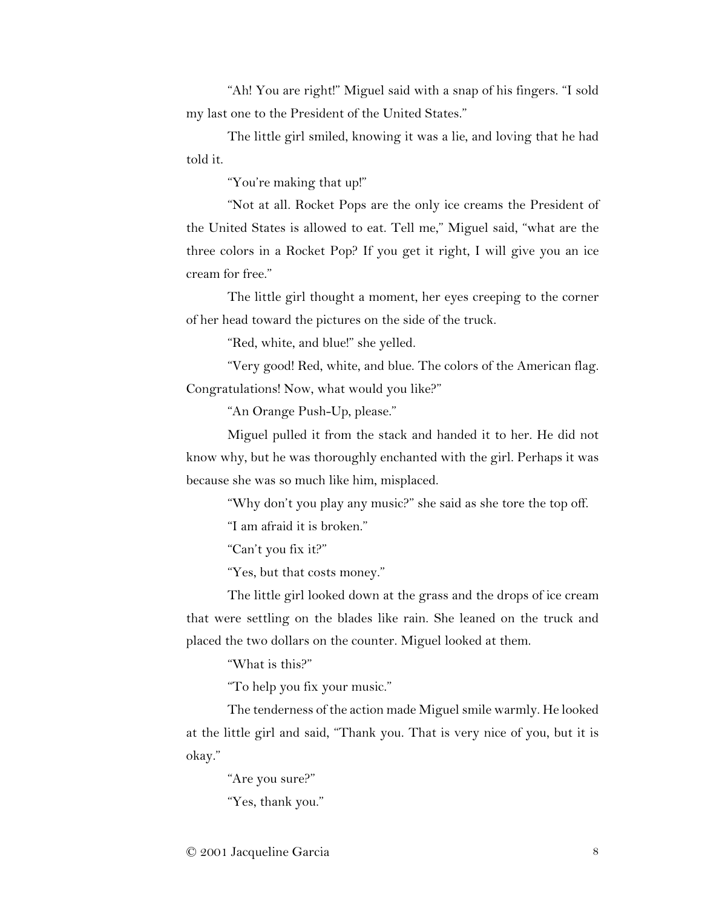"Ah! You are right!" Miguel said with a snap of his fingers. "I sold my last one to the President of the United States."

The little girl smiled, knowing it was a lie, and loving that he had told it.

"You're making that up!"

"Not at all. Rocket Pops are the only ice creams the President of the United States is allowed to eat. Tell me," Miguel said, "what are the three colors in a Rocket Pop? If you get it right, I will give you an ice cream for free."

The little girl thought a moment, her eyes creeping to the corner of her head toward the pictures on the side of the truck.

"Red, white, and blue!" she yelled.

"Very good! Red, white, and blue. The colors of the American flag. Congratulations! Now, what would you like?"

"An Orange Push-Up, please."

Miguel pulled it from the stack and handed it to her. He did not know why, but he was thoroughly enchanted with the girl. Perhaps it was because she was so much like him, misplaced.

"Why don't you play any music?" she said as she tore the top off.

"I am afraid it is broken."

"Can't you fix it?"

"Yes, but that costs money."

The little girl looked down at the grass and the drops of ice cream that were settling on the blades like rain. She leaned on the truck and placed the two dollars on the counter. Miguel looked at them.

"What is this?"

"To help you fix your music."

The tenderness of the action made Miguel smile warmly. He looked at the little girl and said, "Thank you. That is very nice of you, but it is okay."

"Are you sure?"

"Yes, thank you."

© 2001 Jacqueline Garcia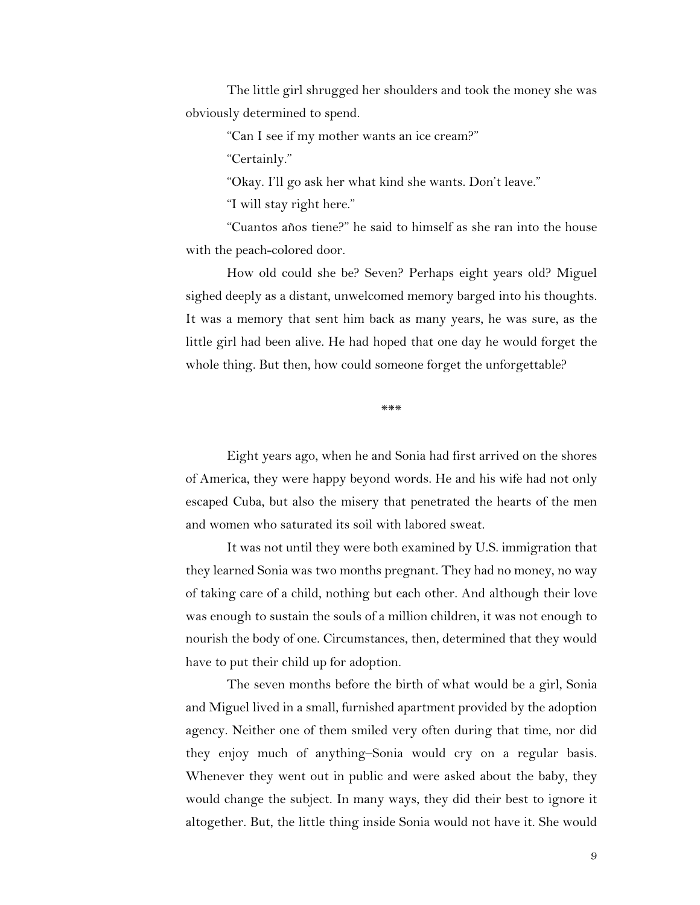The little girl shrugged her shoulders and took the money she was obviously determined to spend.

"Can I see if my mother wants an ice cream?"

"Certainly."

"Okay. I'll go ask her what kind she wants. Don't leave."

"I will stay right here."

"Cuantos años tiene?" he said to himself as she ran into the house with the peach-colored door.

How old could she be? Seven? Perhaps eight years old? Miguel sighed deeply as a distant, unwelcomed memory barged into his thoughts. It was a memory that sent him back as many years, he was sure, as the little girl had been alive. He had hoped that one day he would forget the whole thing. But then, how could someone forget the unforgettable?

***

Eight years ago, when he and Sonia had first arrived on the shores of America, they were happy beyond words. He and his wife had not only escaped Cuba, but also the misery that penetrated the hearts of the men and women who saturated its soil with labored sweat.

It was not until they were both examined by U.S. immigration that they learned Sonia was two months pregnant. They had no money, no way of taking care of a child, nothing but each other. And although their love was enough to sustain the souls of a million children, it was not enough to nourish the body of one. Circumstances, then, determined that they would have to put their child up for adoption.

The seven months before the birth of what would be a girl, Sonia and Miguel lived in a small, furnished apartment provided by the adoption agency. Neither one of them smiled very often during that time, nor did they enjoy much of anything–Sonia would cry on a regular basis. Whenever they went out in public and were asked about the baby, they would change the subject. In many ways, they did their best to ignore it altogether. But, the little thing inside Sonia would not have it. She would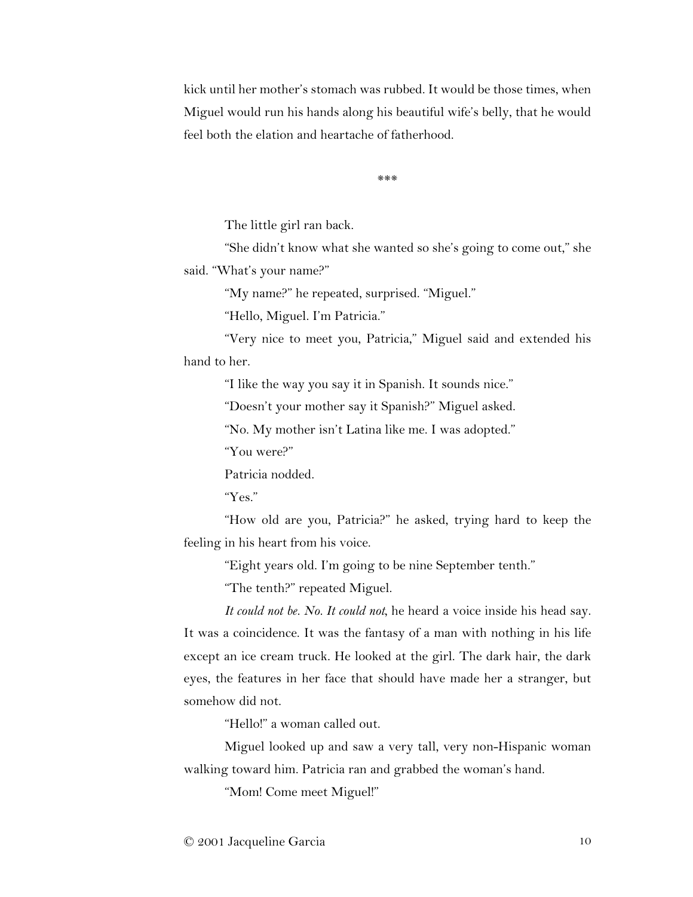kick until her mother's stomach was rubbed. It would be those times, when Miguel would run his hands along his beautiful wife's belly, that he would feel both the elation and heartache of fatherhood.

***

The little girl ran back.

"She didn't know what she wanted so she's going to come out," she said. "What's your name?"

"My name?" he repeated, surprised. "Miguel."

"Hello, Miguel. I'm Patricia."

"Very nice to meet you, Patricia," Miguel said and extended his hand to her.

"I like the way you say it in Spanish. It sounds nice."

"Doesn't your mother say it Spanish?" Miguel asked.

"No. My mother isn't Latina like me. I was adopted."

"You were?"

Patricia nodded.

"Yes."

"How old are you, Patricia?" he asked, trying hard to keep the feeling in his heart from his voice.

"Eight years old. I'm going to be nine September tenth."

"The tenth?" repeated Miguel.

*It could not be. No. It could not*, he heard a voice inside his head say. It was a coincidence. It was the fantasy of a man with nothing in his life except an ice cream truck. He looked at the girl. The dark hair, the dark eyes, the features in her face that should have made her a stranger, but somehow did not.

"Hello!" a woman called out.

Miguel looked up and saw a very tall, very non-Hispanic woman walking toward him. Patricia ran and grabbed the woman's hand.

"Mom! Come meet Miguel!"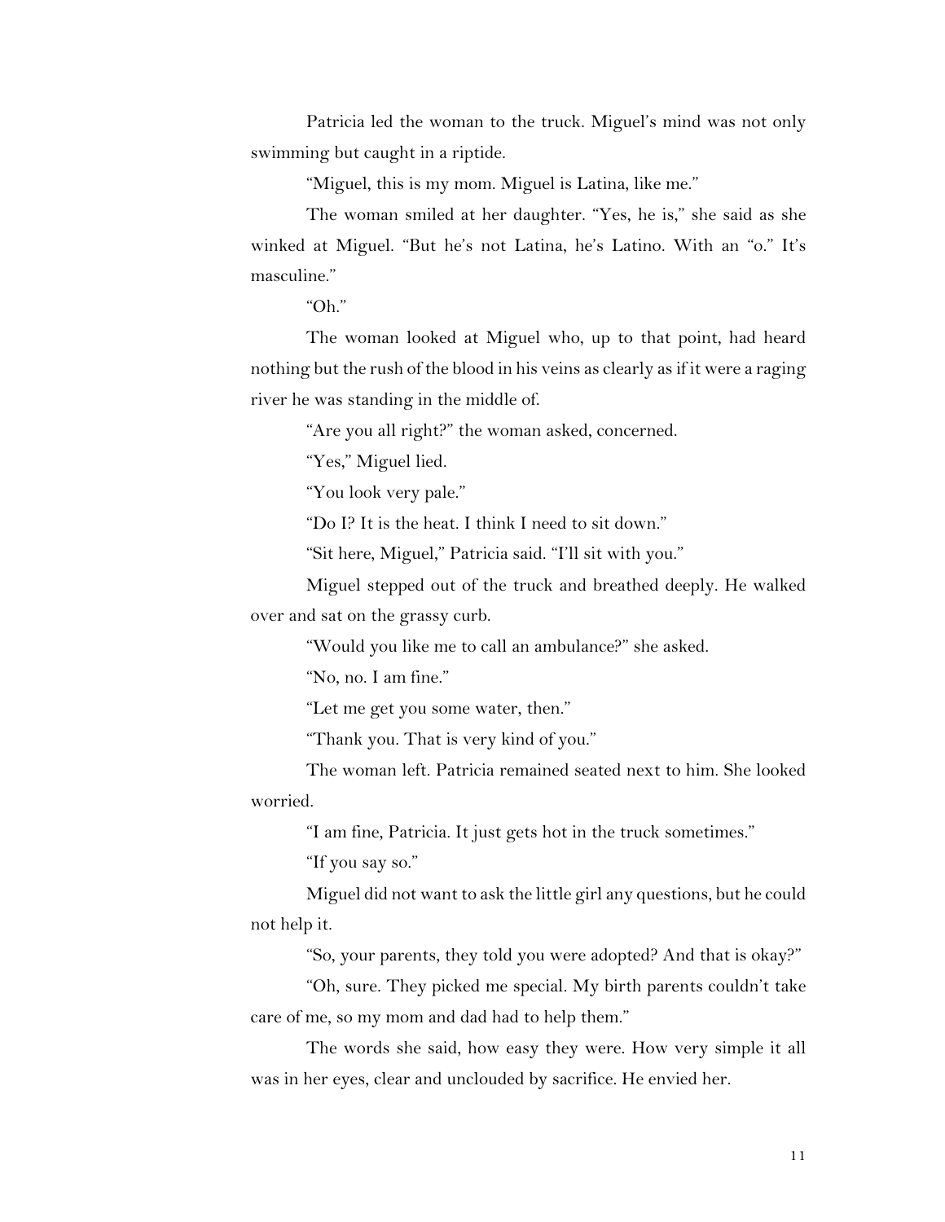Patricia led the woman to the truck. Miguel's mind was not only swimming but caught in a riptide.

"Miguel, this is my mom. Miguel is Latina, like me."

The woman smiled at her daughter. "Yes, he is," she said as she winked at Miguel. "But he's not Latina, he's Latino. With an "o." It's masculine."

"Oh."

The woman looked at Miguel who, up to that point, had heard nothing but the rush of the blood in his veins as clearly as if it were a raging river he was standing in the middle of.

"Are you all right?" the woman asked, concerned.

"Yes," Miguel lied.

"You look very pale."

"Do I? It is the heat. I think I need to sit down."

"Sit here, Miguel," Patricia said. "I'll sit with you."

Miguel stepped out of the truck and breathed deeply. He walked over and sat on the grassy curb.

"Would you like me to call an ambulance?" she asked.

"No, no. I am fine."

"Let me get you some water, then."

"Thank you. That is very kind of you."

The woman left. Patricia remained seated next to him. She looked worried.

"I am fine, Patricia. It just gets hot in the truck sometimes."

"If you say so."

Miguel did not want to ask the little girl any questions, but he could not help it.

"So, your parents, they told you were adopted? And that is okay?"

"Oh, sure. They picked me special. My birth parents couldn't take care of me, so my mom and dad had to help them."

The words she said, how easy they were. How very simple it all was in her eyes, clear and unclouded by sacrifice. He envied her.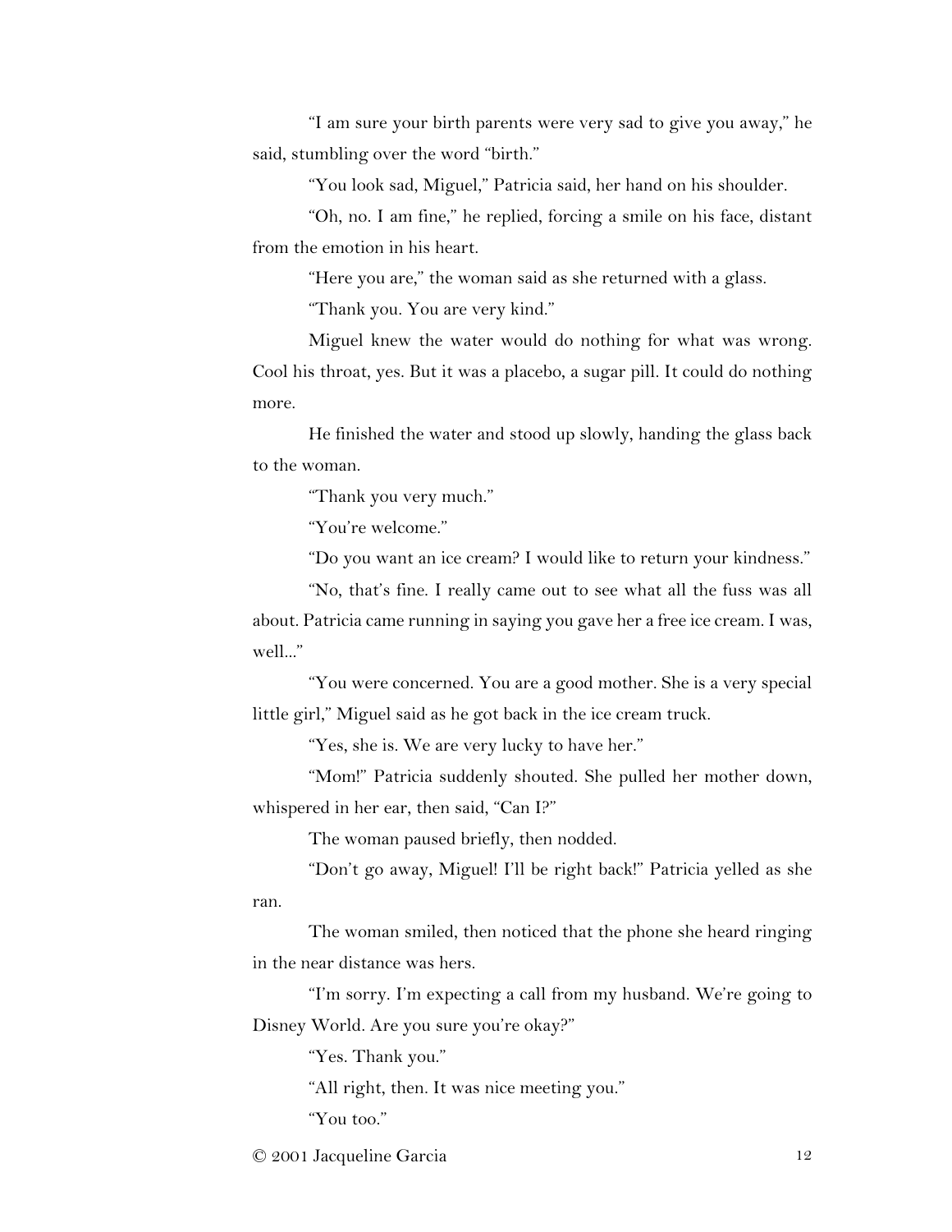"I am sure your birth parents were very sad to give you away," he said, stumbling over the word "birth."

"You look sad, Miguel," Patricia said, her hand on his shoulder.

"Oh, no. I am fine," he replied, forcing a smile on his face, distant from the emotion in his heart.

"Here you are," the woman said as she returned with a glass.

"Thank you. You are very kind."

Miguel knew the water would do nothing for what was wrong. Cool his throat, yes. But it was a placebo, a sugar pill. It could do nothing more.

He finished the water and stood up slowly, handing the glass back to the woman.

"Thank you very much."

"You're welcome."

"Do you want an ice cream? I would like to return your kindness."

"No, that's fine. I really came out to see what all the fuss was all about. Patricia came running in saying you gave her a free ice cream. I was, well..."

"You were concerned. You are a good mother. She is a very special little girl," Miguel said as he got back in the ice cream truck.

"Yes, she is. We are very lucky to have her."

"Mom!" Patricia suddenly shouted. She pulled her mother down, whispered in her ear, then said, "Can I?"

The woman paused briefly, then nodded.

"Don't go away, Miguel! I'll be right back!" Patricia yelled as she ran.

The woman smiled, then noticed that the phone she heard ringing in the near distance was hers.

"I'm sorry. I'm expecting a call from my husband. We're going to Disney World. Are you sure you're okay?"

"Yes. Thank you."

"All right, then. It was nice meeting you."

"You too."

© 2001 Jacqueline Garcia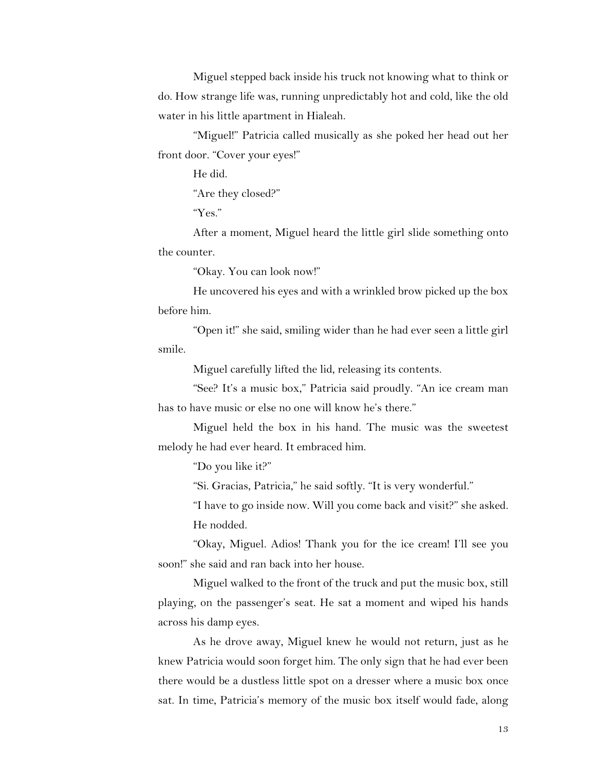Miguel stepped back inside his truck not knowing what to think or do. How strange life was, running unpredictably hot and cold, like the old water in his little apartment in Hialeah.

"Miguel!" Patricia called musically as she poked her head out her front door. "Cover your eyes!"

He did.

"Are they closed?"

"Yes."

After a moment, Miguel heard the little girl slide something onto the counter.

"Okay. You can look now!"

He uncovered his eyes and with a wrinkled brow picked up the box before him.

"Open it!" she said, smiling wider than he had ever seen a little girl smile.

Miguel carefully lifted the lid, releasing its contents.

"See? It's a music box," Patricia said proudly. "An ice cream man has to have music or else no one will know he's there."

Miguel held the box in his hand. The music was the sweetest melody he had ever heard. It embraced him.

"Do you like it?"

"Si. Gracias, Patricia," he said softly. "It is very wonderful."

"I have to go inside now. Will you come back and visit?" she asked.

He nodded.

"Okay, Miguel. Adios! Thank you for the ice cream! I'll see you soon!" she said and ran back into her house.

Miguel walked to the front of the truck and put the music box, still playing, on the passenger's seat. He sat a moment and wiped his hands across his damp eyes.

As he drove away, Miguel knew he would not return, just as he knew Patricia would soon forget him. The only sign that he had ever been there would be a dustless little spot on a dresser where a music box once sat. In time, Patricia's memory of the music box itself would fade, along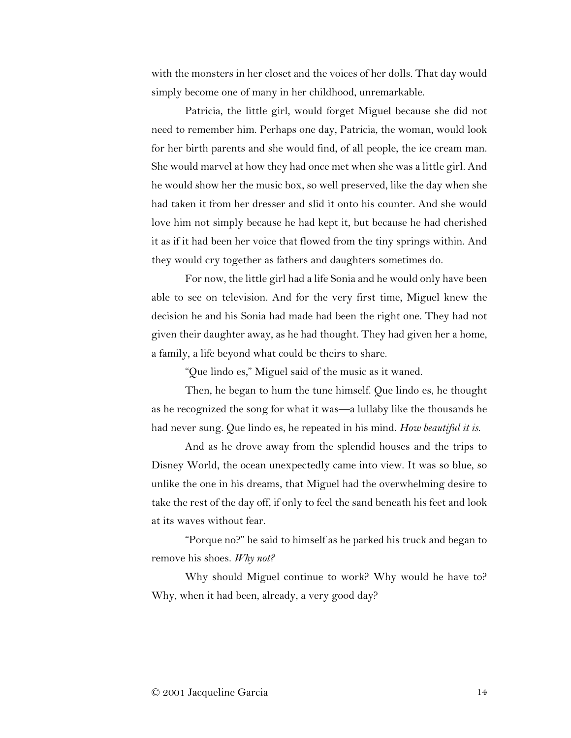with the monsters in her closet and the voices of her dolls. That day would simply become one of many in her childhood, unremarkable.

Patricia, the little girl, would forget Miguel because she did not need to remember him. Perhaps one day, Patricia, the woman, would look for her birth parents and she would find, of all people, the ice cream man. She would marvel at how they had once met when she was a little girl. And he would show her the music box, so well preserved, like the day when she had taken it from her dresser and slid it onto his counter. And she would love him not simply because he had kept it, but because he had cherished it as if it had been her voice that flowed from the tiny springs within. And they would cry together as fathers and daughters sometimes do.

For now, the little girl had a life Sonia and he would only have been able to see on television. And for the very first time, Miguel knew the decision he and his Sonia had made had been the right one. They had not given their daughter away, as he had thought. They had given her a home, a family, a life beyond what could be theirs to share.

"Que lindo es," Miguel said of the music as it waned.

Then, he began to hum the tune himself. Que lindo es, he thought as he recognized the song for what it was—a lullaby like the thousands he had never sung. Que lindo es, he repeated in his mind. *How beautiful it is.*

And as he drove away from the splendid houses and the trips to Disney World, the ocean unexpectedly came into view. It was so blue, so unlike the one in his dreams, that Miguel had the overwhelming desire to take the rest of the day off, if only to feel the sand beneath his feet and look at its waves without fear.

"Porque no?" he said to himself as he parked his truck and began to remove his shoes. *Why not?*

Why should Miguel continue to work? Why would he have to? Why, when it had been, already, a very good day?

© 2001 Jacqueline Garcia